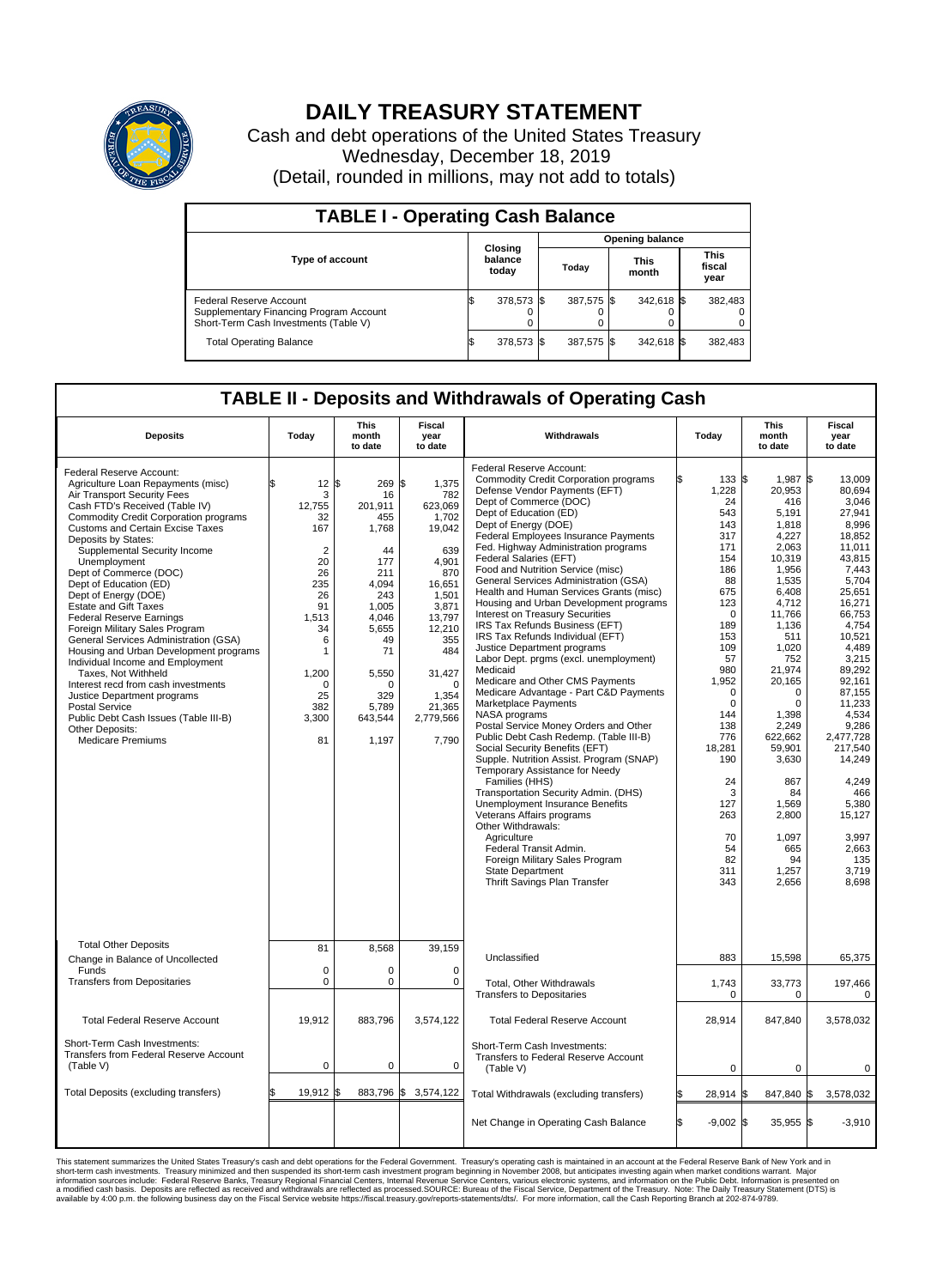# DAILY TREASURY STATEMENT

Cash and debt operations of the United States Treasury
Wednesday, December 18, 2019
(Detail, rounded in millions, may not add to totals)

## TABLE I - Operating Cash Balance

| Type of account | Closing balance today | Opening balance Today | Opening balance This month | Opening balance This fiscal year |
|---|---|---|---|---|
| Federal Reserve Account | $ 378,573 | $ 387,575 | $ 342,618 | $ 382,483 |
| Supplementary Financing Program Account | 0 | 0 | 0 | 0 |
| Short-Term Cash Investments (Table V) | 0 | 0 | 0 | 0 |
| Total Operating Balance | $ 378,573 | $ 387,575 | $ 342,618 | $ 382,483 |

## TABLE II - Deposits and Withdrawals of Operating Cash

| Deposits | Today | This month to date | Fiscal year to date |
|---|---|---|---|
| Federal Reserve Account: | | | |
| Agriculture Loan Repayments (misc) | $ 12 | $ 269 | $ 1,375 |
| Air Transport Security Fees | 3 | 16 | 782 |
| Cash FTD's Received (Table IV) | 12,755 | 201,911 | 623,069 |
| Commodity Credit Corporation programs | 32 | 455 | 1,702 |
| Customs and Certain Excise Taxes | 167 | 1,768 | 19,042 |
| Deposits by States: | | | |
| Supplemental Security Income | 2 | 44 | 639 |
| Unemployment | 20 | 177 | 4,901 |
| Dept of Commerce (DOC) | 26 | 211 | 870 |
| Dept of Education (ED) | 235 | 4,094 | 16,651 |
| Dept of Energy (DOE) | 26 | 243 | 1,501 |
| Estate and Gift Taxes | 91 | 1,005 | 3,871 |
| Federal Reserve Earnings | 1,513 | 4,046 | 13,797 |
| Foreign Military Sales Program | 34 | 5,655 | 12,210 |
| General Services Administration (GSA) | 6 | 49 | 355 |
| Housing and Urban Development programs | 1 | 71 | 484 |
| Individual Income and Employment Taxes, Not Withheld | 1,200 | 5,550 | 31,427 |
| Interest recd from cash investments | 0 | 0 | 0 |
| Justice Department programs | 25 | 329 | 1,354 |
| Postal Service | 382 | 5,789 | 21,365 |
| Public Debt Cash Issues (Table III-B) | 3,300 | 643,544 | 2,779,566 |
| Other Deposits: | | | |
| Medicare Premiums | 81 | 1,197 | 7,790 |
| Total Other Deposits | 81 | 8,568 | 39,159 |
| Change in Balance of Uncollected Funds | 0 | 0 | 0 |
| Transfers from Depositaries | 0 | 0 | 0 |
| Total Federal Reserve Account | 19,912 | 883,796 | 3,574,122 |
| Short-Term Cash Investments: Transfers from Federal Reserve Account (Table V) | 0 | 0 | 0 |
| Total Deposits (excluding transfers) | $ 19,912 | $ 883,796 | $ 3,574,122 |

| Withdrawals | Today | This month to date | Fiscal year to date |
|---|---|---|---|
| Federal Reserve Account: | | | |
| Commodity Credit Corporation programs | $ 133 | $ 1,987 | $ 13,009 |
| Defense Vendor Payments (EFT) | 1,228 | 20,953 | 80,694 |
| Dept of Commerce (DOC) | 24 | 416 | 3,046 |
| Dept of Education (ED) | 543 | 5,191 | 27,941 |
| Dept of Energy (DOE) | 143 | 1,818 | 8,996 |
| Federal Employees Insurance Payments | 317 | 4,227 | 18,852 |
| Fed. Highway Administration programs | 171 | 2,063 | 11,011 |
| Federal Salaries (EFT) | 154 | 10,319 | 43,815 |
| Food and Nutrition Service (misc) | 186 | 1,956 | 7,443 |
| General Services Administration (GSA) | 88 | 1,535 | 5,704 |
| Health and Human Services Grants (misc) | 675 | 6,408 | 25,651 |
| Housing and Urban Development programs | 123 | 4,712 | 16,271 |
| Interest on Treasury Securities | 0 | 11,766 | 66,753 |
| IRS Tax Refunds Business (EFT) | 189 | 1,136 | 4,754 |
| IRS Tax Refunds Individual (EFT) | 153 | 511 | 10,521 |
| Justice Department programs | 109 | 1,020 | 4,489 |
| Labor Dept. prgms (excl. unemployment) | 57 | 752 | 3,215 |
| Medicaid | 980 | 21,974 | 89,292 |
| Medicare and Other CMS Payments | 1,952 | 20,165 | 92,161 |
| Medicare Advantage - Part C&D Payments | 0 | 0 | 87,155 |
| Marketplace Payments | 0 | 0 | 11,233 |
| NASA programs | 144 | 1,398 | 4,534 |
| Postal Service Money Orders and Other | 138 | 2,249 | 9,286 |
| Public Debt Cash Redemp. (Table III-B) | 776 | 622,662 | 2,477,728 |
| Social Security Benefits (EFT) | 18,281 | 59,901 | 217,540 |
| Supple. Nutrition Assist. Program (SNAP) | 190 | 3,630 | 14,249 |
| Temporary Assistance for Needy Families (HHS) | 24 | 867 | 4,249 |
| Transportation Security Admin. (DHS) | 3 | 84 | 466 |
| Unemployment Insurance Benefits | 127 | 1,569 | 5,380 |
| Veterans Affairs programs | 263 | 2,800 | 15,127 |
| Other Withdrawals: | | | |
| Agriculture | 70 | 1,097 | 3,997 |
| Federal Transit Admin. | 54 | 665 | 2,663 |
| Foreign Military Sales Program | 82 | 94 | 135 |
| State Department | 311 | 1,257 | 3,719 |
| Thrift Savings Plan Transfer | 343 | 2,656 | 8,698 |
| Unclassified | 883 | 15,598 | 65,375 |
| Total, Other Withdrawals | 1,743 | 33,773 | 197,466 |
| Transfers to Depositaries | 0 | 0 | 0 |
| Total Federal Reserve Account | 28,914 | 847,840 | 3,578,032 |
| Short-Term Cash Investments: Transfers to Federal Reserve Account (Table V) | 0 | 0 | 0 |
| Total Withdrawals (excluding transfers) | $ 28,914 | $ 847,840 | $ 3,578,032 |
| Net Change in Operating Cash Balance | $ -9,002 | $ 35,955 | $ -3,910 |

This statement summarizes the United States Treasury's cash and debt operations for the Federal Government. Treasury's operating cash is maintained in an account at the Federal Reserve Bank of New York and in short-term cash investments. Treasury minimized and then suspended its short-term cash investment program beginning in November 2008, but anticipates investing again when market conditions warrant. Major information sources include: Federal Reserve Banks, Treasury Regional Financial Centers, Internal Revenue Service Centers, various electronic systems, and information on the Public Debt. Information is presented on a modified cash basis. Deposits are reflected as received and withdrawals are reflected as processed.SOURCE: Bureau of the Fiscal Service, Department of the Treasury. Note: The Daily Treasury Statement (DTS) is available by 4:00 p.m. the following business day on the Fiscal Service website https://fiscal.treasury.gov/reports-statements/dts/. For more information, call the Cash Reporting Branch at 202-874-9789.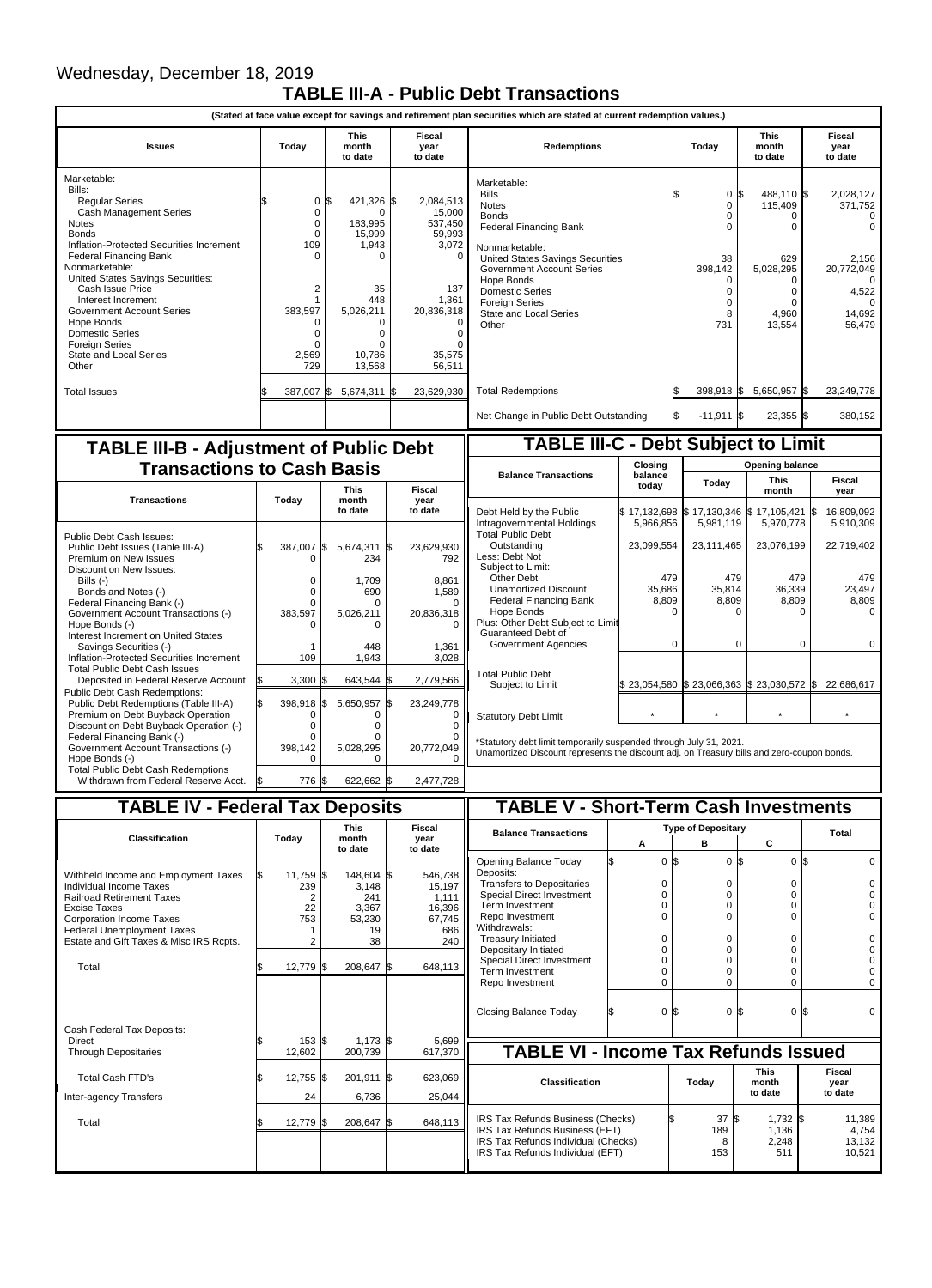Wednesday, December 18, 2019

# TABLE III-A - Public Debt Transactions

(Stated at face value except for savings and retirement plan securities which are stated at current redemption values.)

| Issues | Today | This month to date | Fiscal year to date |
|---|---|---|---|
| Marketable: | | | |
| Bills: | | | |
| Regular Series | $ 0 | $ 421,326 | $ 2,084,513 |
| Cash Management Series | 0 | 0 | 15,000 |
| Notes | 0 | 183,995 | 537,450 |
| Bonds | 0 | 15,999 | 59,993 |
| Inflation-Protected Securities Increment | 109 | 1,943 | 3,072 |
| Federal Financing Bank | 0 | 0 | 0 |
| Nonmarketable: | | | |
| United States Savings Securities: | | | |
| Cash Issue Price | 2 | 35 | 137 |
| Interest Increment | 1 | 448 | 1,361 |
| Government Account Series | 383,597 | 5,026,211 | 20,836,318 |
| Hope Bonds | 0 | 0 | 0 |
| Domestic Series | 0 | 0 | 0 |
| Foreign Series | 0 | 0 | 0 |
| State and Local Series | 2,569 | 10,786 | 35,575 |
| Other | 729 | 13,568 | 56,511 |
| Total Issues | $ 387,007 | $ 5,674,311 | $ 23,629,930 |

| Redemptions | Today | This month to date | Fiscal year to date |
|---|---|---|---|
| Marketable: | | | |
| Bills | $ 0 | $ 488,110 | $ 2,028,127 |
| Notes | 0 | 115,409 | 371,752 |
| Bonds | 0 | 0 | 0 |
| Federal Financing Bank | 0 | 0 | 0 |
| Nonmarketable: | | | |
| United States Savings Securities | 38 | 629 | 2,156 |
| Government Account Series | 398,142 | 5,028,295 | 20,772,049 |
| Hope Bonds | 0 | 0 | 0 |
| Domestic Series | 0 | 0 | 4,522 |
| Foreign Series | 0 | 0 | 0 |
| State and Local Series | 8 | 4,960 | 14,692 |
| Other | 731 | 13,554 | 56,479 |
| Total Redemptions | $ 398,918 | $ 5,650,957 | $ 23,249,778 |
| Net Change in Public Debt Outstanding | $ -11,911 | $ 23,355 | $ 380,152 |

# TABLE III-B - Adjustment of Public Debt Transactions to Cash Basis

| Transactions | Today | This month to date | Fiscal year to date |
|---|---|---|---|
| Public Debt Cash Issues: | | | |
| Public Debt Issues (Table III-A) | $ 387,007 | $ 5,674,311 | $ 23,629,930 |
| Premium on New Issues | 0 | 234 | 792 |
| Discount on New Issues: | | | |
| Bills (-) | 0 | 1,709 | 8,861 |
| Bonds and Notes (-) | 0 | 690 | 1,589 |
| Federal Financing Bank (-) | 0 | 0 | 0 |
| Government Account Transactions (-) | 383,597 | 5,026,211 | 20,836,318 |
| Hope Bonds (-) | 0 | 0 | 0 |
| Interest Increment on United States Savings Securities (-) | 1 | 448 | 1,361 |
| Inflation-Protected Securities Increment | 109 | 1,943 | 3,028 |
| Total Public Debt Cash Issues Deposited in Federal Reserve Account | $ 3,300 | $ 643,544 | $ 2,779,566 |
| Public Debt Cash Redemptions: | | | |
| Public Debt Redemptions (Table III-A) | $ 398,918 | $ 5,650,957 | $ 23,249,778 |
| Premium on Debt Buyback Operation | 0 | 0 | 0 |
| Discount on Debt Buyback Operation (-) | 0 | 0 | 0 |
| Federal Financing Bank (-) | 0 | 0 | 0 |
| Government Account Transactions (-) | 398,142 | 5,028,295 | 20,772,049 |
| Hope Bonds (-) | 0 | 0 | 0 |
| Total Public Debt Cash Redemptions Withdrawn from Federal Reserve Acct. | $ 776 | $ 622,662 | $ 2,477,728 |

# TABLE III-C - Debt Subject to Limit

| Balance Transactions | Closing balance today | Opening balance Today | Opening balance This month | Opening balance Fiscal year |
|---|---|---|---|---|
| Debt Held by the Public | $ 17,132,698 | $ 17,130,346 | $ 17,105,421 | $ 16,809,092 |
| Intragovernmental Holdings | 5,966,856 | 5,981,119 | 5,970,778 | 5,910,309 |
| Total Public Debt Outstanding | 23,099,554 | 23,111,465 | 23,076,199 | 22,719,402 |
| Less: Debt Not Subject to Limit: | | | | |
| Other Debt | 479 | 479 | 479 | 479 |
| Unamortized Discount | 35,686 | 35,814 | 36,339 | 23,497 |
| Federal Financing Bank | 8,809 | 8,809 | 8,809 | 8,809 |
| Hope Bonds | 0 | 0 | 0 | 0 |
| Plus: Other Debt Subject to Limit | | | | |
| Guaranteed Debt of Government Agencies | 0 | 0 | 0 | 0 |
| Total Public Debt Subject to Limit | $ 23,054,580 | $ 23,066,363 | $ 23,030,572 | $ 22,686,617 |
| Statutory Debt Limit | * | * | * | * |

*Statutory debt limit temporarily suspended through July 31, 2021.
Unamortized Discount represents the discount adj. on Treasury bills and zero-coupon bonds.

# TABLE IV - Federal Tax Deposits

| Classification | Today | This month to date | Fiscal year to date |
|---|---|---|---|
| Withheld Income and Employment Taxes | $ 11,759 | $ 148,604 | $ 546,738 |
| Individual Income Taxes | 239 | 3,148 | 15,197 |
| Railroad Retirement Taxes | 2 | 241 | 1,111 |
| Excise Taxes | 22 | 3,367 | 16,396 |
| Corporation Income Taxes | 753 | 53,230 | 67,745 |
| Federal Unemployment Taxes | 1 | 19 | 686 |
| Estate and Gift Taxes & Misc IRS Rcpts. | 2 | 38 | 240 |
| Total | $ 12,779 | $ 208,647 | $ 648,113 |
| Cash Federal Tax Deposits: | | | |
| Direct | $ 153 | $ 1,173 | $ 5,699 |
| Through Depositaries | 12,602 | 200,739 | 617,370 |
| Total Cash FTD's | $ 12,755 | $ 201,911 | $ 623,069 |
| Inter-agency Transfers | 24 | 6,736 | 25,044 |
| Total | $ 12,779 | $ 208,647 | $ 648,113 |

# TABLE V - Short-Term Cash Investments

| Balance Transactions | Type of Depositary A | Type of Depositary B | Type of Depositary C | Total |
|---|---|---|---|---|
| Opening Balance Today | $ 0 | $ 0 | $ 0 | $ 0 |
| Deposits: | | | | |
| Transfers to Depositaries | 0 | 0 | 0 | 0 |
| Special Direct Investment | 0 | 0 | 0 | 0 |
| Term Investment | 0 | 0 | 0 | 0 |
| Repo Investment | 0 | 0 | 0 | 0 |
| Withdrawals: | | | | |
| Treasury Initiated | 0 | 0 | 0 | 0 |
| Depositary Initiated | 0 | 0 | 0 | 0 |
| Special Direct Investment | 0 | 0 | 0 | 0 |
| Term Investment | 0 | 0 | 0 | 0 |
| Repo Investment | 0 | 0 | 0 | 0 |
| Closing Balance Today | $ 0 | $ 0 | $ 0 | $ 0 |

# TABLE VI - Income Tax Refunds Issued

| Classification | Today | This month to date | Fiscal year to date |
|---|---|---|---|
| IRS Tax Refunds Business (Checks) | $ 37 | $ 1,732 | $ 11,389 |
| IRS Tax Refunds Business (EFT) | 189 | 1,136 | 4,754 |
| IRS Tax Refunds Individual (Checks) | 8 | 2,248 | 13,132 |
| IRS Tax Refunds Individual (EFT) | 153 | 511 | 10,521 |